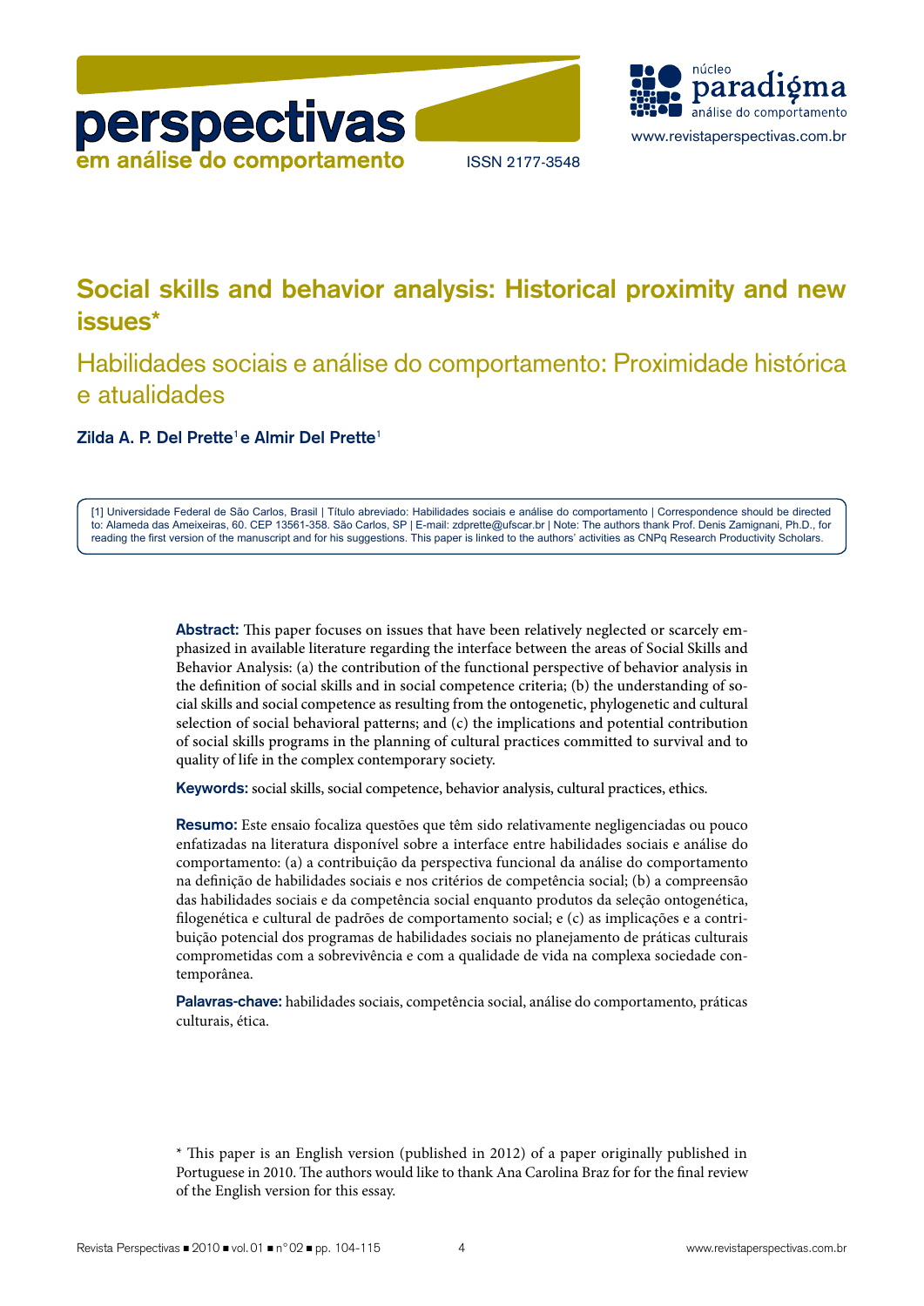# Social skills and behavior analysis: Historical proximity and new issues*

## Habilidades sociais e análise do comportamento: Proximidade histórica e atualidades

**Zilda A. P. Del Prette[1] e Almir Del Prette[1]**

[1] Universidade Federal de São Carlos, Brasil | Título abreviado: Habilidades sociais e análise do comportamento | Correspondence should be directed to: Alameda das Ameixeiras, 60. CEP 13561-358. São Carlos, SP | E-mail: zdprette@ufscar.br | Note: The authors thank Prof. Denis Zamignani, Ph.D., for reading the first version of the manuscript and for his suggestions. This paper is linked to the authors' activities as CNPq Research Productivity Scholars.

**Abstract:** This paper focuses on issues that have been relatively neglected or scarcely emphasized in available literature regarding the interface between the areas of Social Skills and Behavior Analysis: (a) the contribution of the functional perspective of behavior analysis in the definition of social skills and in social competence criteria; (b) the understanding of social skills and social competence as resulting from the ontogenetic, phylogenetic and cultural selection of social behavioral patterns; and (c) the implications and potential contribution of social skills programs in the planning of cultural practices committed to survival and to quality of life in the complex contemporary society.

**Keywords:** social skills, social competence, behavior analysis, cultural practices, ethics.

**Resumo:** Este ensaio focaliza questões que têm sido relativamente negligenciadas ou pouco enfatizadas na literatura disponível sobre a interface entre habilidades sociais e análise do comportamento: (a) a contribuição da perspectiva funcional da análise do comportamento na definição de habilidades sociais e nos critérios de competência social; (b) a compreensão das habilidades sociais e da competência social enquanto produtos da seleção ontogenética, filogenética e cultural de padrões de comportamento social; e (c) as implicações e a contribuição potencial dos programas de habilidades sociais no planejamento de práticas culturais comprometidas com a sobrevivência e com a qualidade de vida na complexa sociedade contemporânea.

**Palavras-chave:** habilidades sociais, competência social, análise do comportamento, práticas culturais, ética.

* This paper is an English version (published in 2012) of a paper originally published in Portuguese in 2010. The authors would like to thank Ana Carolina Braz for for the final review of the English version for this essay.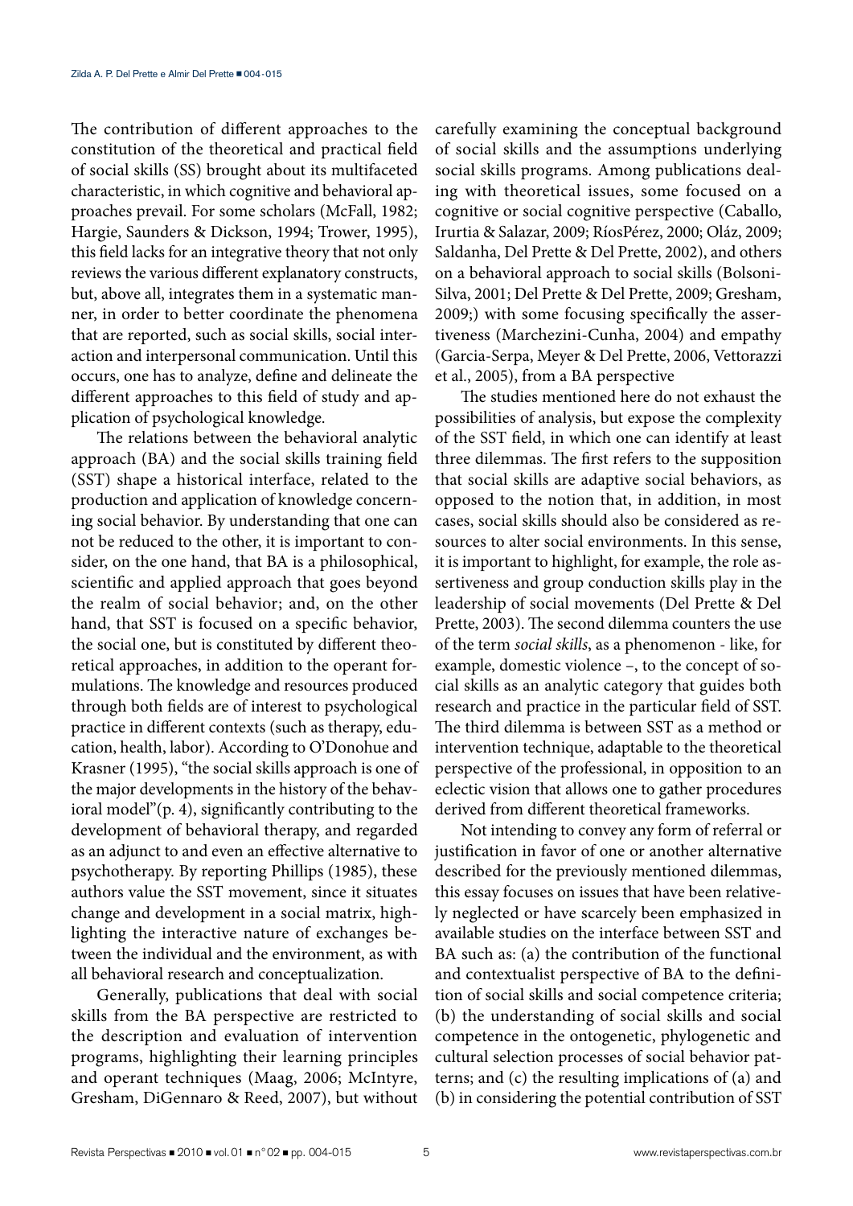The contribution of different approaches to the constitution of the theoretical and practical field of social skills (SS) brought about its multifaceted characteristic, in which cognitive and behavioral approaches prevail. For some scholars (McFall, 1982; Hargie, Saunders & Dickson, 1994; Trower, 1995), this field lacks for an integrative theory that not only reviews the various different explanatory constructs, but, above all, integrates them in a systematic manner, in order to better coordinate the phenomena that are reported, such as social skills, social interaction and interpersonal communication. Until this occurs, one has to analyze, define and delineate the different approaches to this field of study and application of psychological knowledge.

The relations between the behavioral analytic approach (BA) and the social skills training field (SST) shape a historical interface, related to the production and application of knowledge concerning social behavior. By understanding that one can not be reduced to the other, it is important to consider, on the one hand, that BA is a philosophical, scientific and applied approach that goes beyond the realm of social behavior; and, on the other hand, that SST is focused on a specific behavior, the social one, but is constituted by different theoretical approaches, in addition to the operant formulations. The knowledge and resources produced through both fields are of interest to psychological practice in different contexts (such as therapy, education, health, labor). According to O'Donohue and Krasner (1995), "the social skills approach is one of the major developments in the history of the behavioral model"(p. 4), significantly contributing to the development of behavioral therapy, and regarded as an adjunct to and even an effective alternative to psychotherapy. By reporting Phillips (1985), these authors value the SST movement, since it situates change and development in a social matrix, highlighting the interactive nature of exchanges between the individual and the environment, as with all behavioral research and conceptualization.

Generally, publications that deal with social skills from the BA perspective are restricted to the description and evaluation of intervention programs, highlighting their learning principles and operant techniques (Maag, 2006; McIntyre, Gresham, DiGennaro & Reed, 2007), but without carefully examining the conceptual background of social skills and the assumptions underlying social skills programs. Among publications dealing with theoretical issues, some focused on a cognitive or social cognitive perspective (Caballo, Irurtia & Salazar, 2009; RíosPérez, 2000; Oláz, 2009; Saldanha, Del Prette & Del Prette, 2002), and others on a behavioral approach to social skills (Bolsoni-Silva, 2001; Del Prette & Del Prette, 2009; Gresham, 2009;) with some focusing specifically the assertiveness (Marchezini-Cunha, 2004) and empathy (Garcia-Serpa, Meyer & Del Prette, 2006, Vettorazzi et al., 2005), from a BA perspective

The studies mentioned here do not exhaust the possibilities of analysis, but expose the complexity of the SST field, in which one can identify at least three dilemmas. The first refers to the supposition that social skills are adaptive social behaviors, as opposed to the notion that, in addition, in most cases, social skills should also be considered as resources to alter social environments. In this sense, it is important to highlight, for example, the role assertiveness and group conduction skills play in the leadership of social movements (Del Prette & Del Prette, 2003). The second dilemma counters the use of the term *social skills*, as a phenomenon - like, for example, domestic violence –, to the concept of social skills as an analytic category that guides both research and practice in the particular field of SST. The third dilemma is between SST as a method or intervention technique, adaptable to the theoretical perspective of the professional, in opposition to an eclectic vision that allows one to gather procedures derived from different theoretical frameworks.

Not intending to convey any form of referral or justification in favor of one or another alternative described for the previously mentioned dilemmas, this essay focuses on issues that have been relatively neglected or have scarcely been emphasized in available studies on the interface between SST and BA such as: (a) the contribution of the functional and contextualist perspective of BA to the definition of social skills and social competence criteria; (b) the understanding of social skills and social competence in the ontogenetic, phylogenetic and cultural selection processes of social behavior patterns; and (c) the resulting implications of (a) and (b) in considering the potential contribution of SST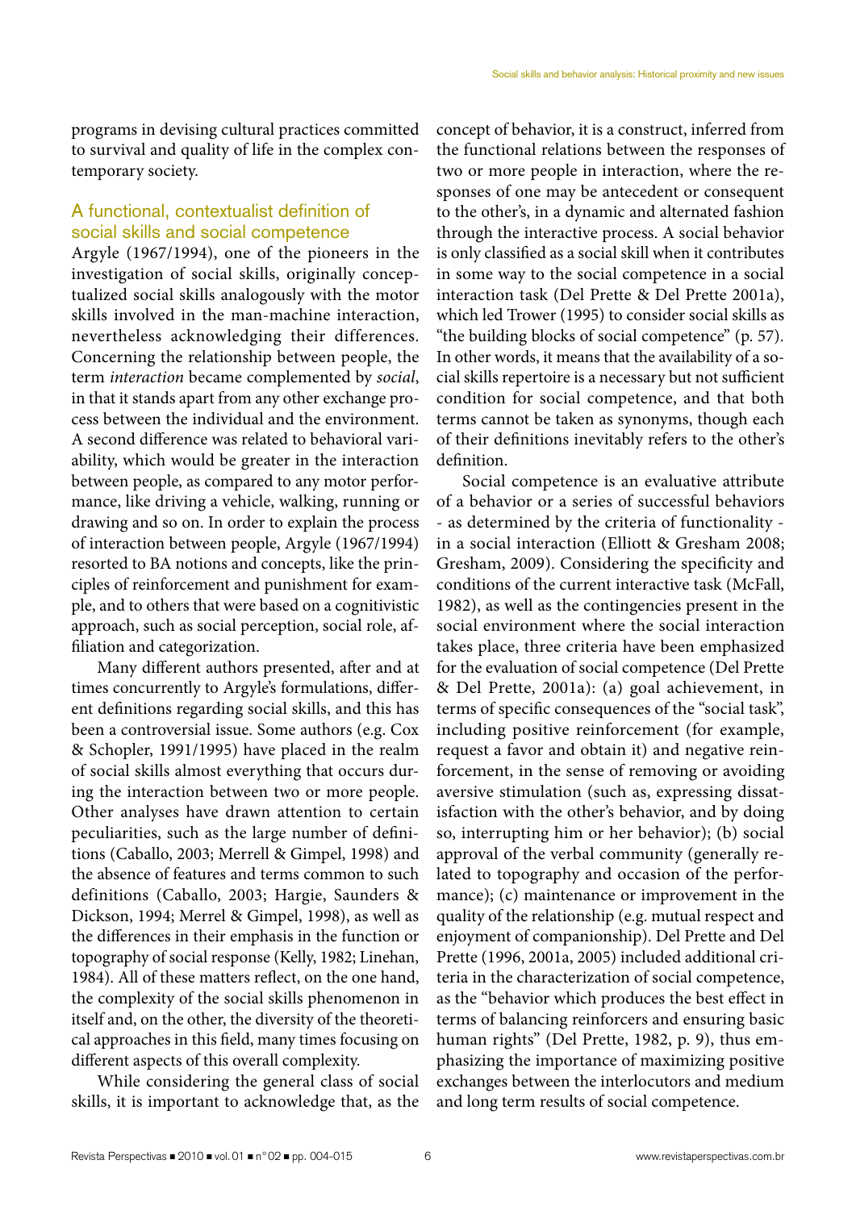programs in devising cultural practices committed to survival and quality of life in the complex contemporary society.

## A functional, contextualist definition of social skills and social competence

Argyle (1967/1994), one of the pioneers in the investigation of social skills, originally conceptualized social skills analogously with the motor skills involved in the man-machine interaction, nevertheless acknowledging their differences. Concerning the relationship between people, the term *interaction* became complemented by *social*, in that it stands apart from any other exchange process between the individual and the environment. A second difference was related to behavioral variability, which would be greater in the interaction between people, as compared to any motor performance, like driving a vehicle, walking, running or drawing and so on. In order to explain the process of interaction between people, Argyle (1967/1994) resorted to BA notions and concepts, like the principles of reinforcement and punishment for example, and to others that were based on a cognitivistic approach, such as social perception, social role, affiliation and categorization.

Many different authors presented, after and at times concurrently to Argyle's formulations, different definitions regarding social skills, and this has been a controversial issue. Some authors (e.g. Cox & Schopler, 1991/1995) have placed in the realm of social skills almost everything that occurs during the interaction between two or more people. Other analyses have drawn attention to certain peculiarities, such as the large number of definitions (Caballo, 2003; Merrell & Gimpel, 1998) and the absence of features and terms common to such definitions (Caballo, 2003; Hargie, Saunders & Dickson, 1994; Merrel & Gimpel, 1998), as well as the differences in their emphasis in the function or topography of social response (Kelly, 1982; Linehan, 1984). All of these matters reflect, on the one hand, the complexity of the social skills phenomenon in itself and, on the other, the diversity of the theoretical approaches in this field, many times focusing on different aspects of this overall complexity.

While considering the general class of social skills, it is important to acknowledge that, as the concept of behavior, it is a construct, inferred from the functional relations between the responses of two or more people in interaction, where the responses of one may be antecedent or consequent to the other's, in a dynamic and alternated fashion through the interactive process. A social behavior is only classified as a social skill when it contributes in some way to the social competence in a social interaction task (Del Prette & Del Prette 2001a), which led Trower (1995) to consider social skills as "the building blocks of social competence" (p. 57). In other words, it means that the availability of a social skills repertoire is a necessary but not sufficient condition for social competence, and that both terms cannot be taken as synonyms, though each of their definitions inevitably refers to the other's definition.

Social competence is an evaluative attribute of a behavior or a series of successful behaviors - as determined by the criteria of functionality - in a social interaction (Elliott & Gresham 2008; Gresham, 2009). Considering the specificity and conditions of the current interactive task (McFall, 1982), as well as the contingencies present in the social environment where the social interaction takes place, three criteria have been emphasized for the evaluation of social competence (Del Prette & Del Prette, 2001a): (a) goal achievement, in terms of specific consequences of the "social task", including positive reinforcement (for example, request a favor and obtain it) and negative reinforcement, in the sense of removing or avoiding aversive stimulation (such as, expressing dissatisfaction with the other's behavior, and by doing so, interrupting him or her behavior); (b) social approval of the verbal community (generally related to topography and occasion of the performance); (c) maintenance or improvement in the quality of the relationship (e.g. mutual respect and enjoyment of companionship). Del Prette and Del Prette (1996, 2001a, 2005) included additional criteria in the characterization of social competence, as the "behavior which produces the best effect in terms of balancing reinforcers and ensuring basic human rights" (Del Prette, 1982, p. 9), thus emphasizing the importance of maximizing positive exchanges between the interlocutors and medium and long term results of social competence.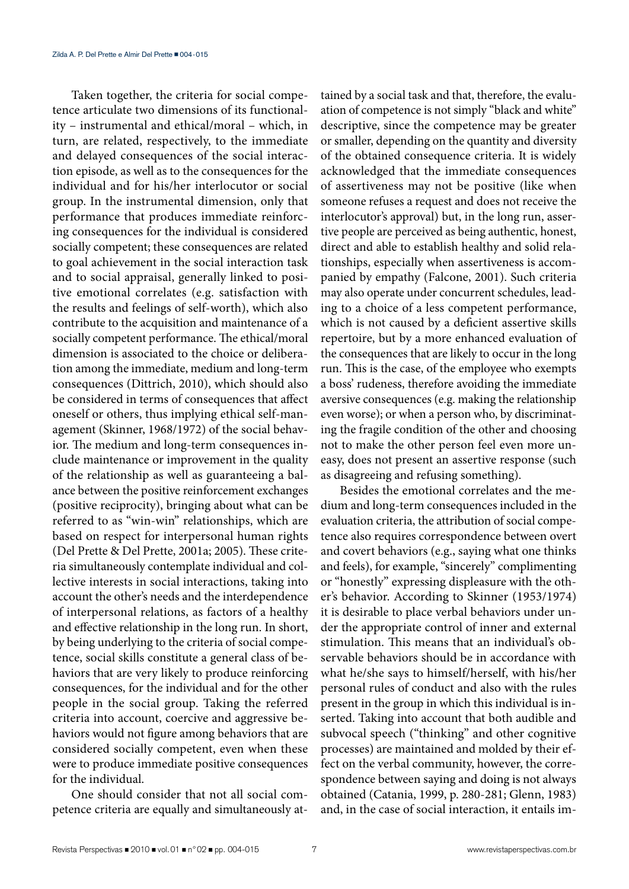Taken together, the criteria for social competence articulate two dimensions of its functionality – instrumental and ethical/moral – which, in turn, are related, respectively, to the immediate and delayed consequences of the social interaction episode, as well as to the consequences for the individual and for his/her interlocutor or social group. In the instrumental dimension, only that performance that produces immediate reinforcing consequences for the individual is considered socially competent; these consequences are related to goal achievement in the social interaction task and to social appraisal, generally linked to positive emotional correlates (e.g. satisfaction with the results and feelings of self-worth), which also contribute to the acquisition and maintenance of a socially competent performance. The ethical/moral dimension is associated to the choice or deliberation among the immediate, medium and long-term consequences (Dittrich, 2010), which should also be considered in terms of consequences that affect oneself or others, thus implying ethical self-management (Skinner, 1968/1972) of the social behavior. The medium and long-term consequences include maintenance or improvement in the quality of the relationship as well as guaranteeing a balance between the positive reinforcement exchanges (positive reciprocity), bringing about what can be referred to as "win-win" relationships, which are based on respect for interpersonal human rights (Del Prette & Del Prette, 2001a; 2005). These criteria simultaneously contemplate individual and collective interests in social interactions, taking into account the other's needs and the interdependence of interpersonal relations, as factors of a healthy and effective relationship in the long run. In short, by being underlying to the criteria of social competence, social skills constitute a general class of behaviors that are very likely to produce reinforcing consequences, for the individual and for the other people in the social group. Taking the referred criteria into account, coercive and aggressive behaviors would not figure among behaviors that are considered socially competent, even when these were to produce immediate positive consequences for the individual.

One should consider that not all social competence criteria are equally and simultaneously attained by a social task and that, therefore, the evaluation of competence is not simply "black and white" descriptive, since the competence may be greater or smaller, depending on the quantity and diversity of the obtained consequence criteria. It is widely acknowledged that the immediate consequences of assertiveness may not be positive (like when someone refuses a request and does not receive the interlocutor's approval) but, in the long run, assertive people are perceived as being authentic, honest, direct and able to establish healthy and solid relationships, especially when assertiveness is accompanied by empathy (Falcone, 2001). Such criteria may also operate under concurrent schedules, leading to a choice of a less competent performance, which is not caused by a deficient assertive skills repertoire, but by a more enhanced evaluation of the consequences that are likely to occur in the long run. This is the case, of the employee who exempts a boss' rudeness, therefore avoiding the immediate aversive consequences (e.g. making the relationship even worse); or when a person who, by discriminating the fragile condition of the other and choosing not to make the other person feel even more uneasy, does not present an assertive response (such as disagreeing and refusing something).

Besides the emotional correlates and the medium and long-term consequences included in the evaluation criteria, the attribution of social competence also requires correspondence between overt and covert behaviors (e.g., saying what one thinks and feels), for example, "sincerely" complimenting or "honestly" expressing displeasure with the other's behavior. According to Skinner (1953/1974) it is desirable to place verbal behaviors under under the appropriate control of inner and external stimulation. This means that an individual's observable behaviors should be in accordance with what he/she says to himself/herself, with his/her personal rules of conduct and also with the rules present in the group in which this individual is inserted. Taking into account that both audible and subvocal speech ("thinking" and other cognitive processes) are maintained and molded by their effect on the verbal community, however, the correspondence between saying and doing is not always obtained (Catania, 1999, p. 280-281; Glenn, 1983) and, in the case of social interaction, it entails im-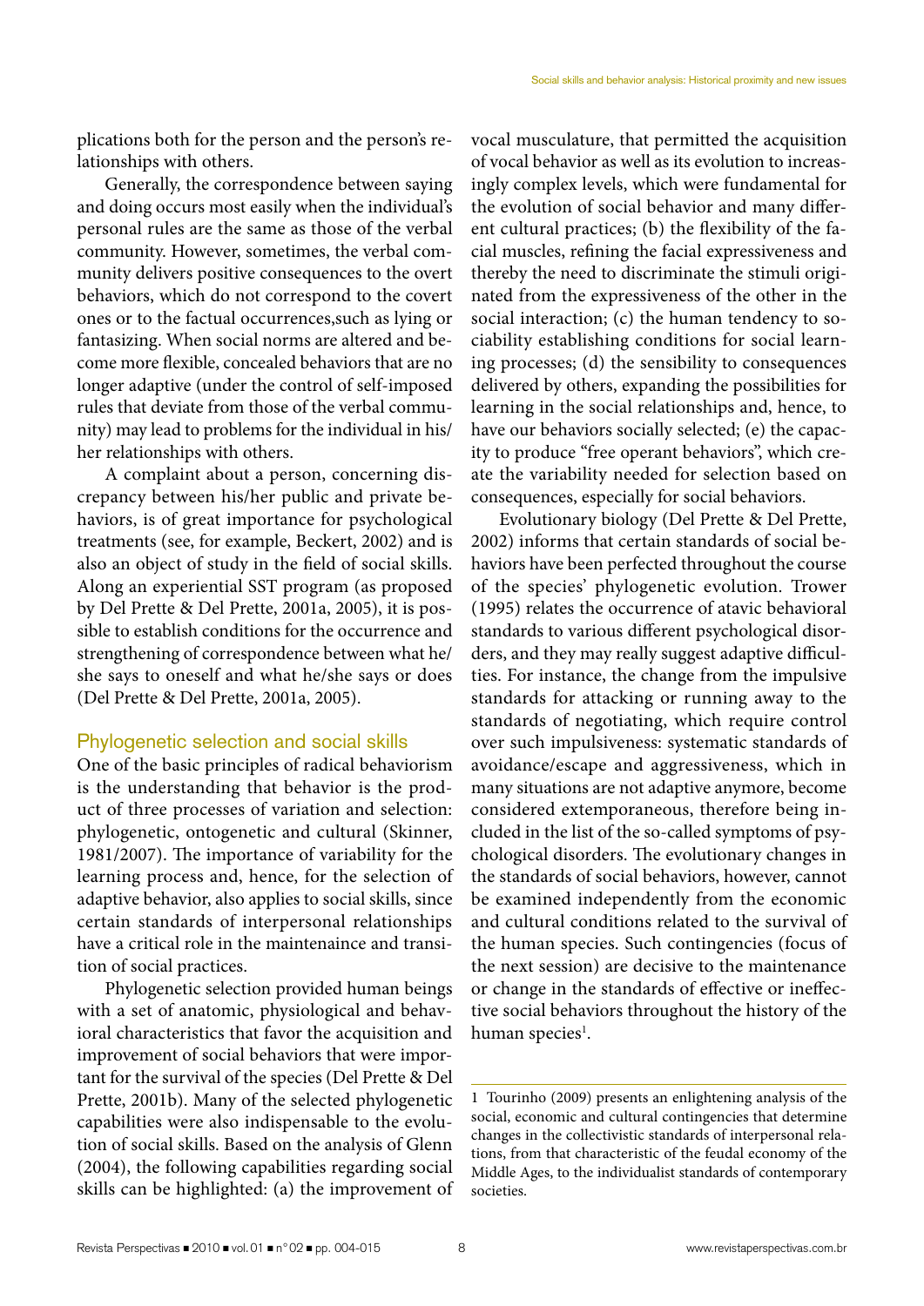plications both for the person and the person's relationships with others.

Generally, the correspondence between saying and doing occurs most easily when the individual's personal rules are the same as those of the verbal community. However, sometimes, the verbal community delivers positive consequences to the overt behaviors, which do not correspond to the covert ones or to the factual occurrences,such as lying or fantasizing. When social norms are altered and become more flexible, concealed behaviors that are no longer adaptive (under the control of self-imposed rules that deviate from those of the verbal community) may lead to problems for the individual in his/her relationships with others.

A complaint about a person, concerning discrepancy between his/her public and private behaviors, is of great importance for psychological treatments (see, for example, Beckert, 2002) and is also an object of study in the field of social skills. Along an experiential SST program (as proposed by Del Prette & Del Prette, 2001a, 2005), it is possible to establish conditions for the occurrence and strengthening of correspondence between what he/she says to oneself and what he/she says or does (Del Prette & Del Prette, 2001a, 2005).

## Phylogenetic selection and social skills

One of the basic principles of radical behaviorism is the understanding that behavior is the product of three processes of variation and selection: phylogenetic, ontogenetic and cultural (Skinner, 1981/2007). The importance of variability for the learning process and, hence, for the selection of adaptive behavior, also applies to social skills, since certain standards of interpersonal relationships have a critical role in the maintenaince and transition of social practices.

Phylogenetic selection provided human beings with a set of anatomic, physiological and behavioral characteristics that favor the acquisition and improvement of social behaviors that were important for the survival of the species (Del Prette & Del Prette, 2001b). Many of the selected phylogenetic capabilities were also indispensable to the evolution of social skills. Based on the analysis of Glenn (2004), the following capabilities regarding social skills can be highlighted: (a) the improvement of vocal musculature, that permitted the acquisition of vocal behavior as well as its evolution to increasingly complex levels, which were fundamental for the evolution of social behavior and many different cultural practices; (b) the flexibility of the facial muscles, refining the facial expressiveness and thereby the need to discriminate the stimuli originated from the expressiveness of the other in the social interaction; (c) the human tendency to sociability establishing conditions for social learning processes; (d) the sensibility to consequences delivered by others, expanding the possibilities for learning in the social relationships and, hence, to have our behaviors socially selected; (e) the capacity to produce "free operant behaviors", which create the variability needed for selection based on consequences, especially for social behaviors.

Evolutionary biology (Del Prette & Del Prette, 2002) informs that certain standards of social behaviors have been perfected throughout the course of the species' phylogenetic evolution. Trower (1995) relates the occurrence of atavic behavioral standards to various different psychological disorders, and they may really suggest adaptive difficulties. For instance, the change from the impulsive standards for attacking or running away to the standards of negotiating, which require control over such impulsiveness: systematic standards of avoidance/escape and aggressiveness, which in many situations are not adaptive anymore, become considered extemporaneous, therefore being included in the list of the so-called symptoms of psychological disorders. The evolutionary changes in the standards of social behaviors, however, cannot be examined independently from the economic and cultural conditions related to the survival of the human species. Such contingencies (focus of the next session) are decisive to the maintenance or change in the standards of effective or ineffective social behaviors throughout the history of the human species[1].

[1] Tourinho (2009) presents an enlightening analysis of the social, economic and cultural contingencies that determine changes in the collectivistic standards of interpersonal relations, from that characteristic of the feudal economy of the Middle Ages, to the individualist standards of contemporary societies.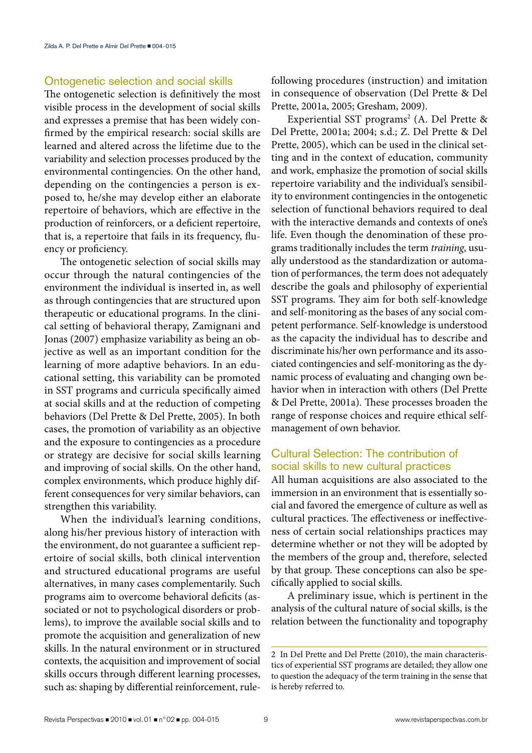## Ontogenetic selection and social skills

The ontogenetic selection is definitively the most visible process in the development of social skills and expresses a premise that has been widely confirmed by the empirical research: social skills are learned and altered across the lifetime due to the variability and selection processes produced by the environmental contingencies. On the other hand, depending on the contingencies a person is exposed to, he/she may develop either an elaborate repertoire of behaviors, which are effective in the production of reinforcers, or a deficient repertoire, that is, a repertoire that fails in its frequency, fluency or proficiency.

The ontogenetic selection of social skills may occur through the natural contingencies of the environment the individual is inserted in, as well as through contingencies that are structured upon therapeutic or educational programs. In the clinical setting of behavioral therapy, Zamignani and Jonas (2007) emphasize variability as being an objective as well as an important condition for the learning of more adaptive behaviors. In an educational setting, this variability can be promoted in SST programs and curricula specifically aimed at social skills and at the reduction of competing behaviors (Del Prette & Del Prette, 2005). In both cases, the promotion of variability as an objective and the exposure to contingencies as a procedure or strategy are decisive for social skills learning and improving of social skills. On the other hand, complex environments, which produce highly different consequences for very similar behaviors, can strengthen this variability.

When the individual's learning conditions, along his/her previous history of interaction with the environment, do not guarantee a sufficient repertoire of social skills, both clinical intervention and structured educational programs are useful alternatives, in many cases complementarily. Such programs aim to overcome behavioral deficits (associated or not to psychological disorders or problems), to improve the available social skills and to promote the acquisition and generalization of new skills. In the natural environment or in structured contexts, the acquisition and improvement of social skills occurs through different learning processes, such as: shaping by differential reinforcement, rule-following procedures (instruction) and imitation in consequence of observation (Del Prette & Del Prette, 2001a, 2005; Gresham, 2009).

Experiential SST programs[2] (A. Del Prette & Del Prette, 2001a; 2004; s.d.; Z. Del Prette & Del Prette, 2005), which can be used in the clinical setting and in the context of education, community and work, emphasize the promotion of social skills repertoire variability and the individual's sensibility to environment contingencies in the ontogenetic selection of functional behaviors required to deal with the interactive demands and contexts of one's life. Even though the denomination of these programs traditionally includes the term *training*, usually understood as the standardization or automation of performances, the term does not adequately describe the goals and philosophy of experiential SST programs. They aim for both self-knowledge and self-monitoring as the bases of any social competent performance. Self-knowledge is understood as the capacity the individual has to describe and discriminate his/her own performance and its associated contingencies and self-monitoring as the dynamic process of evaluating and changing own behavior when in interaction with others (Del Prette & Del Prette, 2001a). These processes broaden the range of response choices and require ethical self-management of own behavior.

## Cultural Selection: The contribution of social skills to new cultural practices

All human acquisitions are also associated to the immersion in an environment that is essentially social and favored the emergence of culture as well as cultural practices. The effectiveness or ineffectiveness of certain social relationships practices may determine whether or not they will be adopted by the members of the group and, therefore, selected by that group. These conceptions can also be specifically applied to social skills.

A preliminary issue, which is pertinent in the analysis of the cultural nature of social skills, is the relation between the functionality and topography

---

2 In Del Prette and Del Prette (2010), the main characteristics of experiential SST programs are detailed; they allow one to question the adequacy of the term training in the sense that is hereby referred to.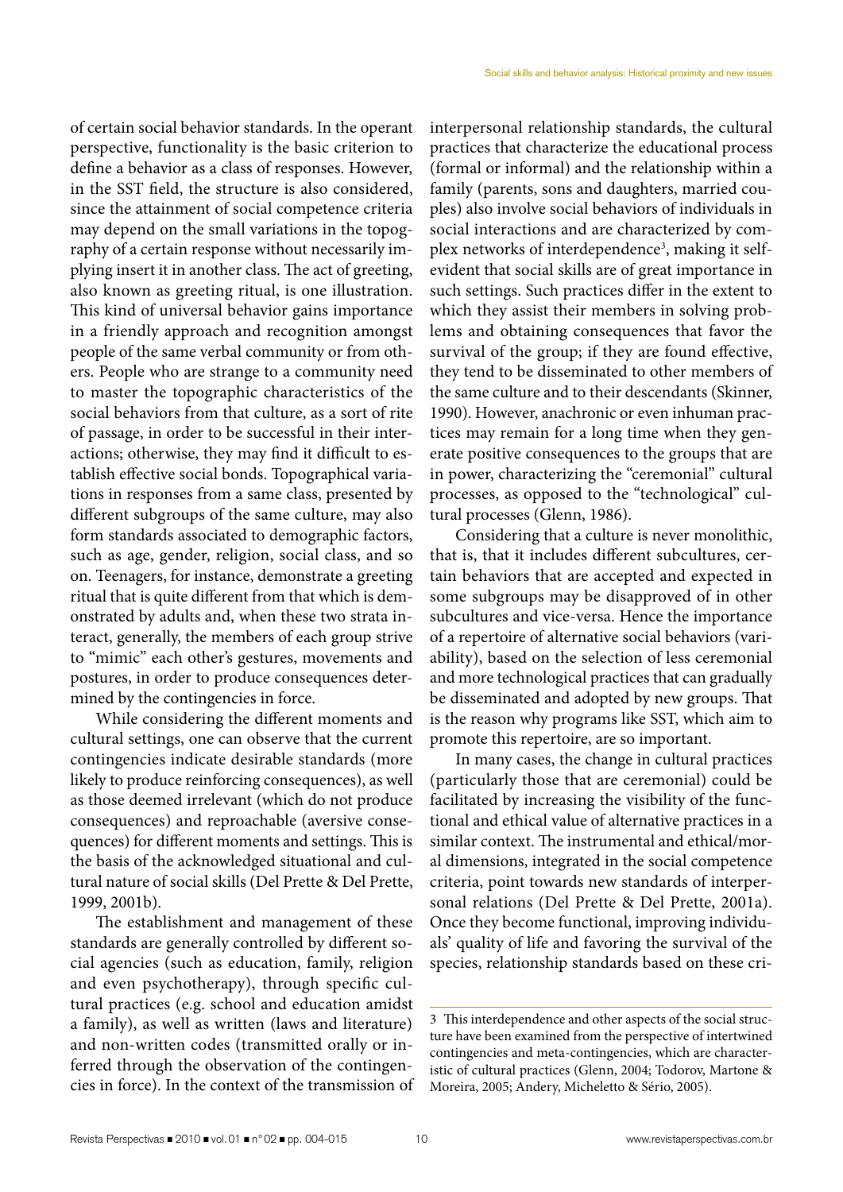of certain social behavior standards. In the operant perspective, functionality is the basic criterion to define a behavior as a class of responses. However, in the SST field, the structure is also considered, since the attainment of social competence criteria may depend on the small variations in the topography of a certain response without necessarily implying insert it in another class. The act of greeting, also known as greeting ritual, is one illustration. This kind of universal behavior gains importance in a friendly approach and recognition amongst people of the same verbal community or from others. People who are strange to a community need to master the topographic characteristics of the social behaviors from that culture, as a sort of rite of passage, in order to be successful in their interactions; otherwise, they may find it difficult to establish effective social bonds. Topographical variations in responses from a same class, presented by different subgroups of the same culture, may also form standards associated to demographic factors, such as age, gender, religion, social class, and so on. Teenagers, for instance, demonstrate a greeting ritual that is quite different from that which is demonstrated by adults and, when these two strata interact, generally, the members of each group strive to "mimic" each other's gestures, movements and postures, in order to produce consequences determined by the contingencies in force.

While considering the different moments and cultural settings, one can observe that the current contingencies indicate desirable standards (more likely to produce reinforcing consequences), as well as those deemed irrelevant (which do not produce consequences) and reproachable (aversive consequences) for different moments and settings. This is the basis of the acknowledged situational and cultural nature of social skills (Del Prette & Del Prette, 1999, 2001b).

The establishment and management of these standards are generally controlled by different social agencies (such as education, family, religion and even psychotherapy), through specific cultural practices (e.g. school and education amidst a family), as well as written (laws and literature) and non-written codes (transmitted orally or inferred through the observation of the contingencies in force). In the context of the transmission of interpersonal relationship standards, the cultural practices that characterize the educational process (formal or informal) and the relationship within a family (parents, sons and daughters, married couples) also involve social behaviors of individuals in social interactions and are characterized by complex networks of interdependence[3], making it self-evident that social skills are of great importance in such settings. Such practices differ in the extent to which they assist their members in solving problems and obtaining consequences that favor the survival of the group; if they are found effective, they tend to be disseminated to other members of the same culture and to their descendants (Skinner, 1990). However, anachronic or even inhuman practices may remain for a long time when they generate positive consequences to the groups that are in power, characterizing the "ceremonial" cultural processes, as opposed to the "technological" cultural processes (Glenn, 1986).

Considering that a culture is never monolithic, that is, that it includes different subcultures, certain behaviors that are accepted and expected in some subgroups may be disapproved of in other subcultures and vice-versa. Hence the importance of a repertoire of alternative social behaviors (variability), based on the selection of less ceremonial and more technological practices that can gradually be disseminated and adopted by new groups. That is the reason why programs like SST, which aim to promote this repertoire, are so important.

In many cases, the change in cultural practices (particularly those that are ceremonial) could be facilitated by increasing the visibility of the functional and ethical value of alternative practices in a similar context. The instrumental and ethical/moral dimensions, integrated in the social competence criteria, point towards new standards of interpersonal relations (Del Prette & Del Prette, 2001a). Once they become functional, improving individuals' quality of life and favoring the survival of the species, relationship standards based on these cri-

3 This interdependence and other aspects of the social structure have been examined from the perspective of intertwined contingencies and meta-contingencies, which are characteristic of cultural practices (Glenn, 2004; Todorov, Martone & Moreira, 2005; Andery, Micheletto & Sério, 2005).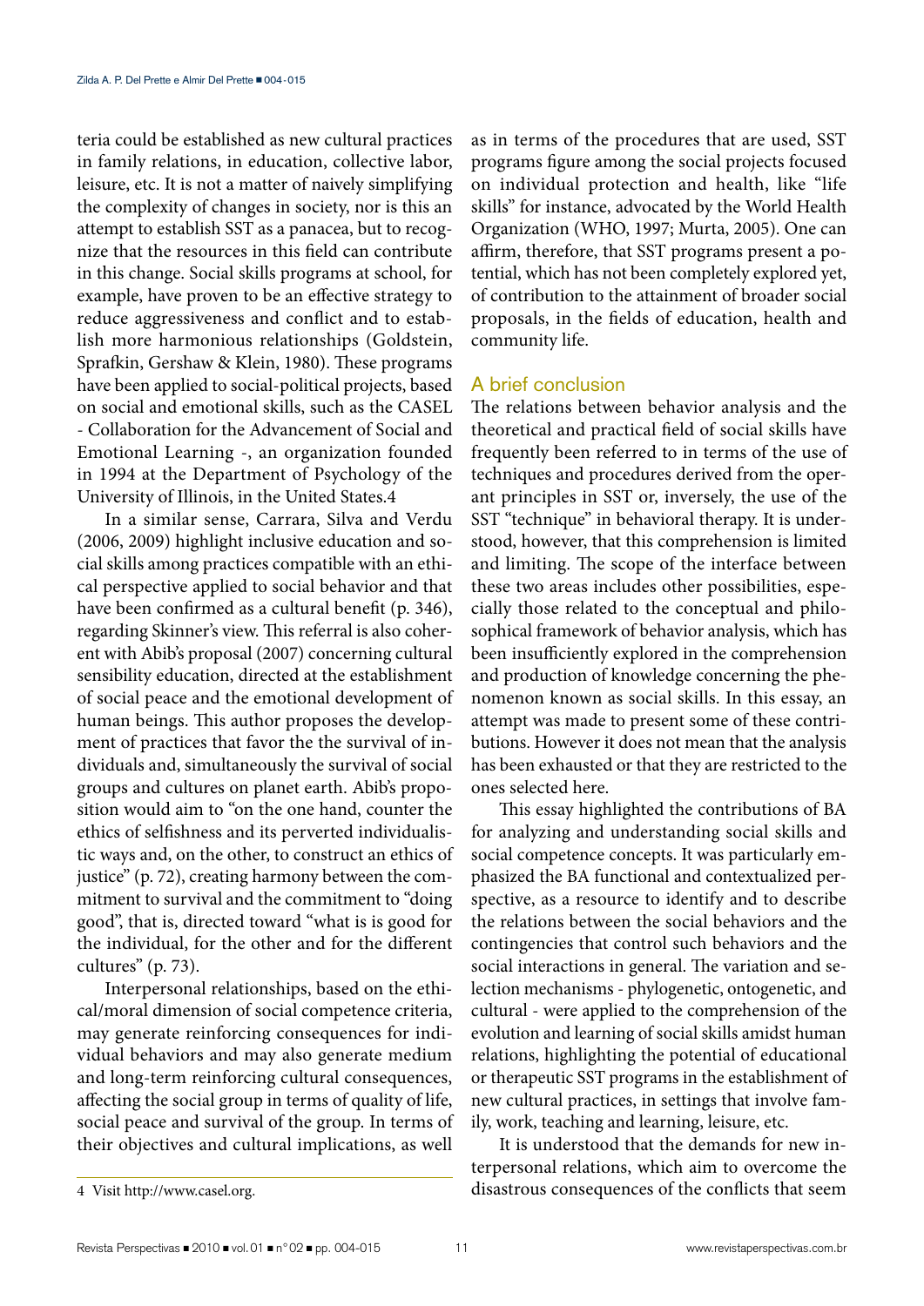teria could be established as new cultural practices in family relations, in education, collective labor, leisure, etc. It is not a matter of naively simplifying the complexity of changes in society, nor is this an attempt to establish SST as a panacea, but to recognize that the resources in this field can contribute in this change. Social skills programs at school, for example, have proven to be an effective strategy to reduce aggressiveness and conflict and to establish more harmonious relationships (Goldstein, Sprafkin, Gershaw & Klein, 1980). These programs have been applied to social-political projects, based on social and emotional skills, such as the CASEL - Collaboration for the Advancement of Social and Emotional Learning -, an organization founded in 1994 at the Department of Psychology of the University of Illinois, in the United States.4

In a similar sense, Carrara, Silva and Verdu (2006, 2009) highlight inclusive education and social skills among practices compatible with an ethical perspective applied to social behavior and that have been confirmed as a cultural benefit (p. 346), regarding Skinner's view. This referral is also coherent with Abib's proposal (2007) concerning cultural sensibility education, directed at the establishment of social peace and the emotional development of human beings. This author proposes the development of practices that favor the the survival of individuals and, simultaneously the survival of social groups and cultures on planet earth. Abib's proposition would aim to "on the one hand, counter the ethics of selfishness and its perverted individualistic ways and, on the other, to construct an ethics of justice" (p. 72), creating harmony between the commitment to survival and the commitment to "doing good", that is, directed toward "what is is good for the individual, for the other and for the different cultures" (p. 73).

Interpersonal relationships, based on the ethical/moral dimension of social competence criteria, may generate reinforcing consequences for individual behaviors and may also generate medium and long-term reinforcing cultural consequences, affecting the social group in terms of quality of life, social peace and survival of the group. In terms of their objectives and cultural implications, as well as in terms of the procedures that are used, SST programs figure among the social projects focused on individual protection and health, like "life skills" for instance, advocated by the World Health Organization (WHO, 1997; Murta, 2005). One can affirm, therefore, that SST programs present a potential, which has not been completely explored yet, of contribution to the attainment of broader social proposals, in the fields of education, health and community life.

## A brief conclusion

The relations between behavior analysis and the theoretical and practical field of social skills have frequently been referred to in terms of the use of techniques and procedures derived from the operant principles in SST or, inversely, the use of the SST "technique" in behavioral therapy. It is understood, however, that this comprehension is limited and limiting. The scope of the interface between these two areas includes other possibilities, especially those related to the conceptual and philosophical framework of behavior analysis, which has been insufficiently explored in the comprehension and production of knowledge concerning the phenomenon known as social skills. In this essay, an attempt was made to present some of these contributions. However it does not mean that the analysis has been exhausted or that they are restricted to the ones selected here.

This essay highlighted the contributions of BA for analyzing and understanding social skills and social competence concepts. It was particularly emphasized the BA functional and contextualized perspective, as a resource to identify and to describe the relations between the social behaviors and the contingencies that control such behaviors and the social interactions in general. The variation and selection mechanisms - phylogenetic, ontogenetic, and cultural - were applied to the comprehension of the evolution and learning of social skills amidst human relations, highlighting the potential of educational or therapeutic SST programs in the establishment of new cultural practices, in settings that involve family, work, teaching and learning, leisure, etc.

It is understood that the demands for new interpersonal relations, which aim to overcome the disastrous consequences of the conflicts that seem

4 Visit http://www.casel.org.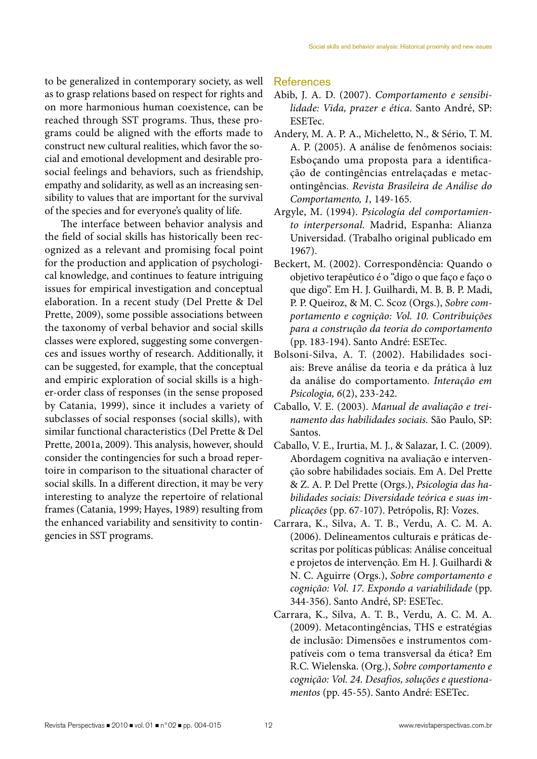to be generalized in contemporary society, as well as to grasp relations based on respect for rights and on more harmonious human coexistence, can be reached through SST programs. Thus, these programs could be aligned with the efforts made to construct new cultural realities, which favor the social and emotional development and desirable prosocial feelings and behaviors, such as friendship, empathy and solidarity, as well as an increasing sensibility to values that are important for the survival of the species and for everyone's quality of life.

The interface between behavior analysis and the field of social skills has historically been recognized as a relevant and promising focal point for the production and application of psychological knowledge, and continues to feature intriguing issues for empirical investigation and conceptual elaboration. In a recent study (Del Prette & Del Prette, 2009), some possible associations between the taxonomy of verbal behavior and social skills classes were explored, suggesting some convergences and issues worthy of research. Additionally, it can be suggested, for example, that the conceptual and empiric exploration of social skills is a higher-order class of responses (in the sense proposed by Catania, 1999), since it includes a variety of subclasses of social responses (social skills), with similar functional characteristics (Del Prette & Del Prette, 2001a, 2009). This analysis, however, should consider the contingencies for such a broad repertoire in comparison to the situational character of social skills. In a different direction, it may be very interesting to analyze the repertoire of relational frames (Catania, 1999; Hayes, 1989) resulting from the enhanced variability and sensitivity to contingencies in SST programs.

## References

Abib, J. A. D. (2007). *Comportamento e sensibilidade: Vida, prazer e ética*. Santo André, SP: ESETec.

Andery, M. A. P. A., Micheletto, N., & Sério, T. M. A. P. (2005). A análise de fenômenos sociais: Esboçando uma proposta para a identificação de contingências entrelaçadas e metacontingências. *Revista Brasileira de Análise do Comportamento, 1,* 149-165.

Argyle, M. (1994). *Psicología del comportamiento interpersonal.* Madrid, Espanha: Alianza Universidad. (Trabalho original publicado em 1967).

Beckert, M. (2002). Correspondência: Quando o objetivo terapêutico é o "digo o que faço e faço o que digo". Em H. J. Guilhardi, M. B. B. P. Madi, P. P. Queiroz, & M. C. Scoz (Orgs.), *Sobre comportamento e cognição: Vol. 10. Contribuições para a construção da teoria do comportamento* (pp. 183-194). Santo André: ESETec.

Bolsoni-Silva, A. T. (2002). Habilidades sociais: Breve análise da teoria e da prática à luz da análise do comportamento. *Interação em Psicologia, 6*(2), 233-242.

Caballo, V. E. (2003). *Manual de avaliação e treinamento das habilidades sociais.* São Paulo, SP: Santos.

Caballo, V. E., Irurtia, M. J., & Salazar, I. C. (2009). Abordagem cognitiva na avaliação e intervenção sobre habilidades sociais. Em A. Del Prette & Z. A. P. Del Prette (Orgs.), *Psicologia das habilidades sociais: Diversidade teórica e suas implicações* (pp. 67-107). Petrópolis, RJ: Vozes.

Carrara, K., Silva, A. T. B., Verdu, A. C. M. A. (2006). Delineamentos culturais e práticas descritas por políticas públicas: Análise conceitual e projetos de intervenção. Em H. J. Guilhardi & N. C. Aguirre (Orgs.), *Sobre comportamento e cognição: Vol. 17. Expondo a variabilidade* (pp. 344-356). Santo André, SP: ESETec.

Carrara, K., Silva, A. T. B., Verdu, A. C. M. A. (2009). Metacontingências, THS e estratégias de inclusão: Dimensões e instrumentos compatíveis com o tema transversal da ética? Em R.C. Wielenska. (Org.), *Sobre comportamento e cognição: Vol. 24. Desafios, soluções e questionamentos* (pp. 45-55). Santo André: ESETec.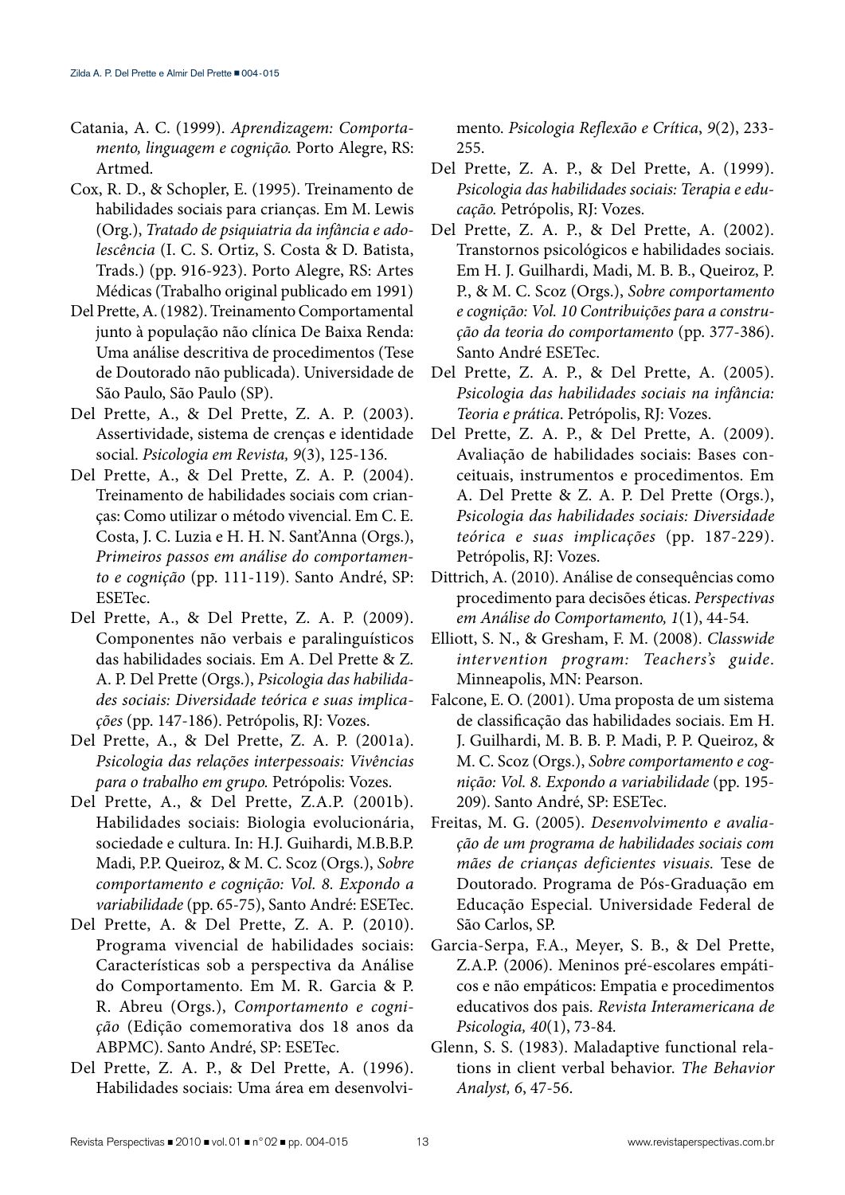Catania, A. C. (1999). *Aprendizagem: Comportamento, linguagem e cognição.* Porto Alegre, RS: Artmed.

Cox, R. D., & Schopler, E. (1995). Treinamento de habilidades sociais para crianças. Em M. Lewis (Org.), *Tratado de psiquiatria da infância e adolescência* (I. C. S. Ortiz, S. Costa & D. Batista, Trads.) (pp. 916-923). Porto Alegre, RS: Artes Médicas (Trabalho original publicado em 1991)

Del Prette, A. (1982). Treinamento Comportamental junto à população não clínica De Baixa Renda: Uma análise descritiva de procedimentos (Tese de Doutorado não publicada). Universidade de São Paulo, São Paulo (SP).

Del Prette, A., & Del Prette, Z. A. P. (2003). Assertividade, sistema de crenças e identidade social. *Psicologia em Revista, 9*(3), 125-136.

Del Prette, A., & Del Prette, Z. A. P. (2004). Treinamento de habilidades sociais com crianças: Como utilizar o método vivencial. Em C. E. Costa, J. C. Luzia e H. H. N. Sant'Anna (Orgs.), *Primeiros passos em análise do comportamento e cognição* (pp. 111-119). Santo André, SP: ESETec.

Del Prette, A., & Del Prette, Z. A. P. (2009). Componentes não verbais e paralinguísticos das habilidades sociais. Em A. Del Prette & Z. A. P. Del Prette (Orgs.), *Psicologia das habilidades sociais: Diversidade teórica e suas implicações* (pp. 147-186). Petrópolis, RJ: Vozes.

Del Prette, A., & Del Prette, Z. A. P. (2001a). *Psicologia das relações interpessoais: Vivências para o trabalho em grupo.* Petrópolis: Vozes.

Del Prette, A., & Del Prette, Z.A.P. (2001b). Habilidades sociais: Biologia evolucionária, sociedade e cultura. In: H.J. Guihardi, M.B.B.P. Madi, P.P. Queiroz, & M. C. Scoz (Orgs.), *Sobre comportamento e cognição: Vol. 8. Expondo a variabilidade* (pp. 65-75), Santo André: ESETec.

Del Prette, A. & Del Prette, Z. A. P. (2010). Programa vivencial de habilidades sociais: Características sob a perspectiva da Análise do Comportamento. Em M. R. Garcia & P. R. Abreu (Orgs.), *Comportamento e cognição* (Edição comemorativa dos 18 anos da ABPMC). Santo André, SP: ESETec.

Del Prette, Z. A. P., & Del Prette, A. (1996). Habilidades sociais: Uma área em desenvolvimento. *Psicologia Reflexão e Crítica*, *9*(2), 233-255.

Del Prette, Z. A. P., & Del Prette, A. (1999). *Psicologia das habilidades sociais: Terapia e educação.* Petrópolis, RJ: Vozes.

Del Prette, Z. A. P., & Del Prette, A. (2002). Transtornos psicológicos e habilidades sociais. Em H. J. Guilhardi, Madi, M. B. B., Queiroz, P. P., & M. C. Scoz (Orgs.), *Sobre comportamento e cognição: Vol. 10 Contribuições para a construção da teoria do comportamento* (pp. 377-386). Santo André ESETec.

Del Prette, Z. A. P., & Del Prette, A. (2005). *Psicologia das habilidades sociais na infância: Teoria e prática*. Petrópolis, RJ: Vozes.

Del Prette, Z. A. P., & Del Prette, A. (2009). Avaliação de habilidades sociais: Bases conceituais, instrumentos e procedimentos. Em A. Del Prette & Z. A. P. Del Prette (Orgs.), *Psicologia das habilidades sociais: Diversidade teórica e suas implicações* (pp. 187-229). Petrópolis, RJ: Vozes.

Dittrich, A. (2010). Análise de consequências como procedimento para decisões éticas. *Perspectivas em Análise do Comportamento, 1*(1), 44-54.

Elliott, S. N., & Gresham, F. M. (2008). *Classwide intervention program: Teachers's guide*. Minneapolis, MN: Pearson.

Falcone, E. O. (2001). Uma proposta de um sistema de classificação das habilidades sociais. Em H. J. Guilhardi, M. B. B. P. Madi, P. P. Queiroz, & M. C. Scoz (Orgs.), *Sobre comportamento e cognição: Vol. 8. Expondo a variabilidade* (pp. 195-209). Santo André, SP: ESETec.

Freitas, M. G. (2005). *Desenvolvimento e avaliação de um programa de habilidades sociais com mães de crianças deficientes visuais.* Tese de Doutorado. Programa de Pós-Graduação em Educação Especial. Universidade Federal de São Carlos, SP.

Garcia-Serpa, F.A., Meyer, S. B., & Del Prette, Z.A.P. (2006). Meninos pré-escolares empáticos e não empáticos: Empatia e procedimentos educativos dos pais. *Revista Interamericana de Psicologia, 40*(1), 73-84.

Glenn, S. S. (1983). Maladaptive functional relations in client verbal behavior. *The Behavior Analyst, 6*, 47-56.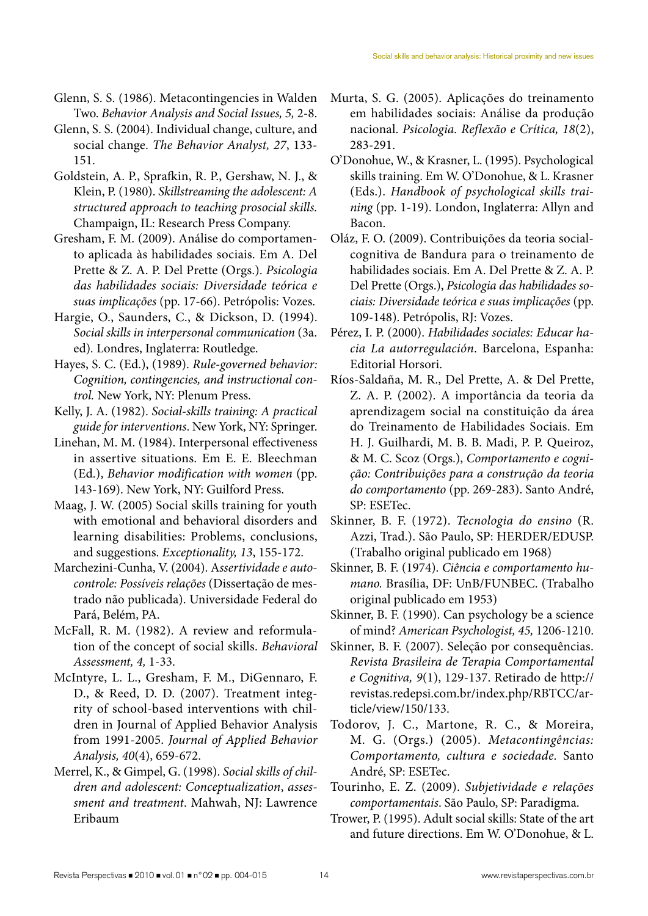Glenn, S. S. (1986). Metacontingencies in Walden Two. *Behavior Analysis and Social Issues, 5,* 2-8.

Glenn, S. S. (2004). Individual change, culture, and social change. *The Behavior Analyst, 27*, 133-151.

Goldstein, A. P., Sprafkin, R. P., Gershaw, N. J., & Klein, P. (1980). *Skillstreaming the adolescent: A structured approach to teaching prosocial skills.* Champaign, IL: Research Press Company.

Gresham, F. M. (2009). Análise do comportamento aplicada às habilidades sociais. Em A. Del Prette & Z. A. P. Del Prette (Orgs.). *Psicologia das habilidades sociais: Diversidade teórica e suas implicações* (pp. 17-66). Petrópolis: Vozes.

Hargie, O., Saunders, C., & Dickson, D. (1994). *Social skills in interpersonal communication* (3a. ed). Londres, Inglaterra: Routledge.

Hayes, S. C. (Ed.), (1989). *Rule-governed behavior: Cognition, contingencies, and instructional control.* New York, NY: Plenum Press.

Kelly, J. A. (1982). *Social-skills training: A practical guide for interventions*. New York, NY: Springer.

Linehan, M. M. (1984). Interpersonal effectiveness in assertive situations. Em E. E. Bleechman (Ed.), *Behavior modification with women* (pp. 143-169). New York, NY: Guilford Press.

Maag, J. W. (2005) Social skills training for youth with emotional and behavioral disorders and learning disabilities: Problems, conclusions, and suggestions. *Exceptionality, 13*, 155-172.

Marchezini-Cunha, V. (2004). *Assertividade e autocontrole: Possíveis relações* (Dissertação de mestrado não publicada). Universidade Federal do Pará, Belém, PA.

McFall, R. M. (1982). A review and reformulation of the concept of social skills. *Behavioral Assessment, 4,* 1-33.

McIntyre, L. L., Gresham, F. M., DiGennaro, F. D., & Reed, D. D. (2007). Treatment integrity of school-based interventions with children in Journal of Applied Behavior Analysis from 1991-2005. *Journal of Applied Behavior Analysis, 40*(4), 659-672.

Merrel, K., & Gimpel, G. (1998). *Social skills of children and adolescent: Conceptualization, assessment and treatment*. Mahwah, NJ: Lawrence Eribaum

Murta, S. G. (2005). Aplicações do treinamento em habilidades sociais: Análise da produção nacional. *Psicologia. Reflexão e Crítica, 18*(2), 283-291.

O'Donohue, W., & Krasner, L. (1995). Psychological skills training. Em W. O'Donohue, & L. Krasner (Eds.). *Handbook of psychological skills training* (pp. 1-19). London, Inglaterra: Allyn and Bacon.

Oláz, F. O. (2009). Contribuições da teoria social-cognitiva de Bandura para o treinamento de habilidades sociais. Em A. Del Prette & Z. A. P. Del Prette (Orgs.), *Psicologia das habilidades sociais: Diversidade teórica e suas implicações* (pp. 109-148). Petrópolis, RJ: Vozes.

Pérez, I. P. (2000). *Habilidades sociales: Educar hacia La autorregulación*. Barcelona, Espanha: Editorial Horsori.

Ríos-Saldaña, M. R., Del Prette, A. & Del Prette, Z. A. P. (2002). A importância da teoria da aprendizagem social na constituição da área do Treinamento de Habilidades Sociais. Em H. J. Guilhardi, M. B. B. Madi, P. P. Queiroz, & M. C. Scoz (Orgs.), *Comportamento e cognição: Contribuições para a construção da teoria do comportamento* (pp. 269-283). Santo André, SP: ESETec.

Skinner, B. F. (1972). *Tecnologia do ensino* (R. Azzi, Trad.). São Paulo, SP: HERDER/EDUSP. (Trabalho original publicado em 1968)

Skinner, B. F. (1974). *Ciência e comportamento humano.* Brasília, DF: UnB/FUNBEC. (Trabalho original publicado em 1953)

Skinner, B. F. (1990). Can psychology be a science of mind? *American Psychologist, 45,* 1206-1210.

Skinner, B. F. (2007). Seleção por consequências. *Revista Brasileira de Terapia Comportamental e Cognitiva, 9*(1), 129-137. Retirado de http://revistas.redepsi.com.br/index.php/RBTCC/article/view/150/133.

Todorov, J. C., Martone, R. C., & Moreira, M. G. (Orgs.) (2005). *Metacontingências: Comportamento, cultura e sociedade.* Santo André, SP: ESETec.

Tourinho, E. Z. (2009). *Subjetividade e relações comportamentais*. São Paulo, SP: Paradigma.

Trower, P. (1995). Adult social skills: State of the art and future directions. Em W. O'Donohue, & L.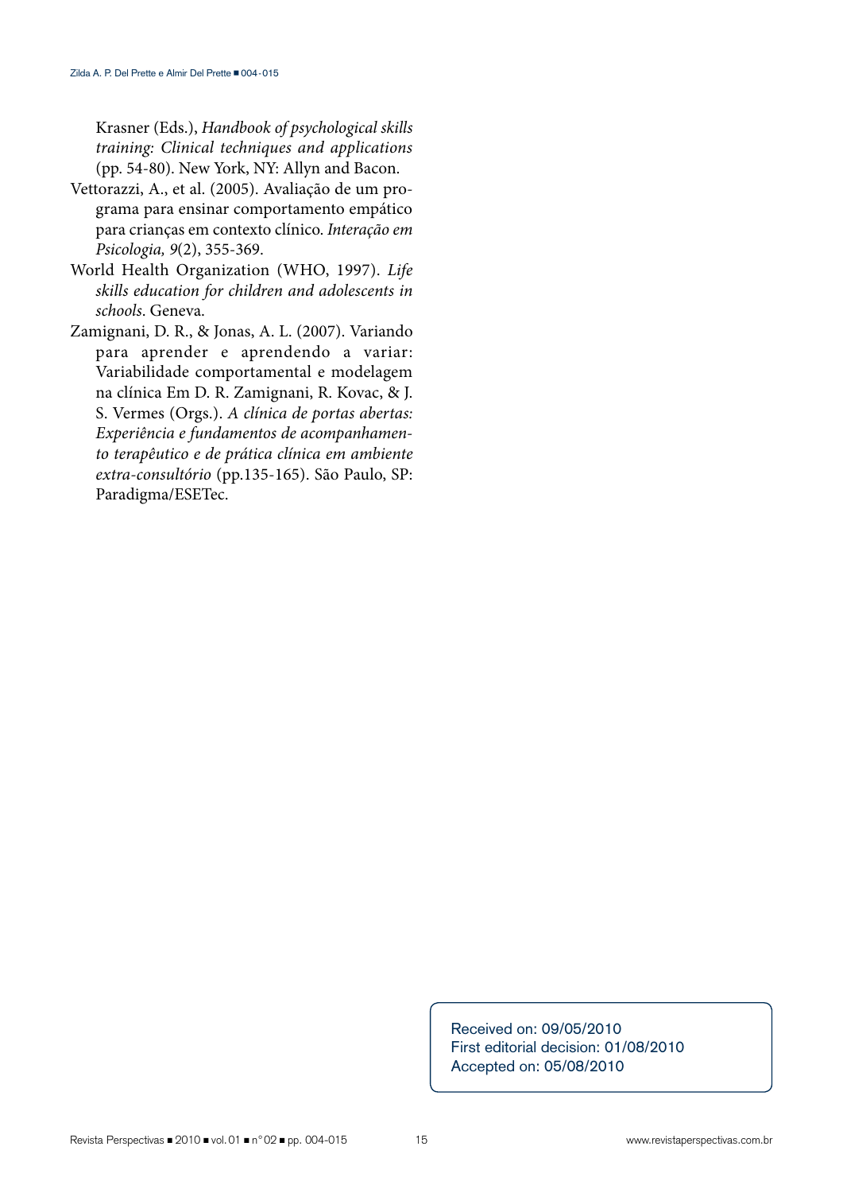Krasner (Eds.), *Handbook of psychological skills training: Clinical techniques and applications* (pp. 54-80). New York, NY: Allyn and Bacon.

Vettorazzi, A., et al. (2005). Avaliação de um programa para ensinar comportamento empático para crianças em contexto clínico. *Interação em Psicologia, 9*(2), 355-369.

World Health Organization (WHO, 1997). *Life skills education for children and adolescents in schools*. Geneva.

Zamignani, D. R., & Jonas, A. L. (2007). Variando para aprender e aprendendo a variar: Variabilidade comportamental e modelagem na clínica Em D. R. Zamignani, R. Kovac, & J. S. Vermes (Orgs.). *A clínica de portas abertas: Experiência e fundamentos de acompanhamento terapêutico e de prática clínica em ambiente extra-consultório* (pp.135-165). São Paulo, SP: Paradigma/ESETec.

Received on: 09/05/2010
First editorial decision: 01/08/2010
Accepted on: 05/08/2010